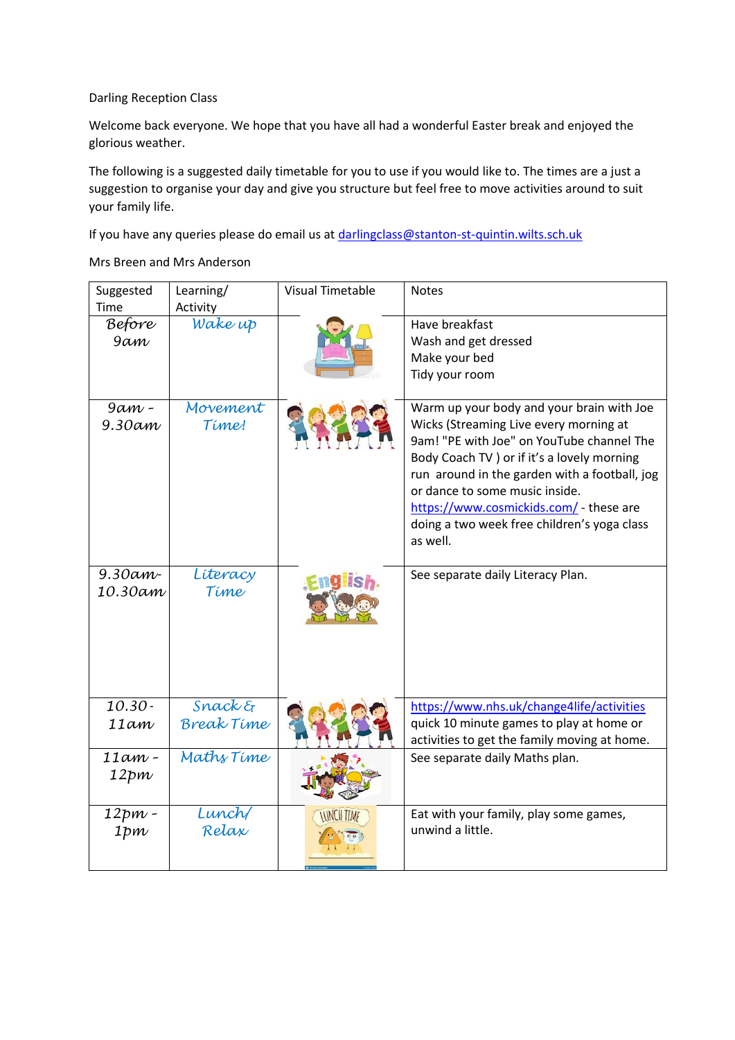Darling Reception Class

Welcome back everyone. We hope that you have all had a wonderful Easter break and enjoyed the glorious weather.

The following is a suggested daily timetable for you to use if you would like to. The times are a just a suggestion to organise your day and give you structure but feel free to move activities around to suit your family life.

If you have any queries please do email us at [darlingclass@stanton-st-quintin.wilts.sch.uk](mailto:darlingclass@stanton-st-quintin.wilts.sch.uk)

Mrs Breen and Mrs Anderson

| Suggested Time | Learning/ Activity | Visual Timetable | Notes |
|---|---|---|---|
| Before 9am | Wake up | | Have breakfast<br>Wash and get dressed<br>Make your bed<br>Tidy your room |
| 9am - 9.30am | Movement Time! | | Warm up your body and your brain with Joe Wicks (Streaming Live every morning at 9am! "PE with Joe" on YouTube channel The Body Coach TV ) or if it's a lovely morning run around in the garden with a football, jog or dance to some music inside. [https://www.cosmickids.com/](https://www.cosmickids.com/) - these are doing a two week free children's yoga class as well. |
| 9.30am-10.30am | Literacy Time | | See separate daily Literacy Plan. |
| 10.30-11am | Snack & Break Time | | [https://www.nhs.uk/change4life/activities](https://www.nhs.uk/change4life/activities) quick 10 minute games to play at home or activities to get the family moving at home. |
| 11am - 12pm | Maths Time | | See separate daily Maths plan. |
| 12pm - 1pm | Lunch/ Relax | | Eat with your family, play some games, unwind a little. |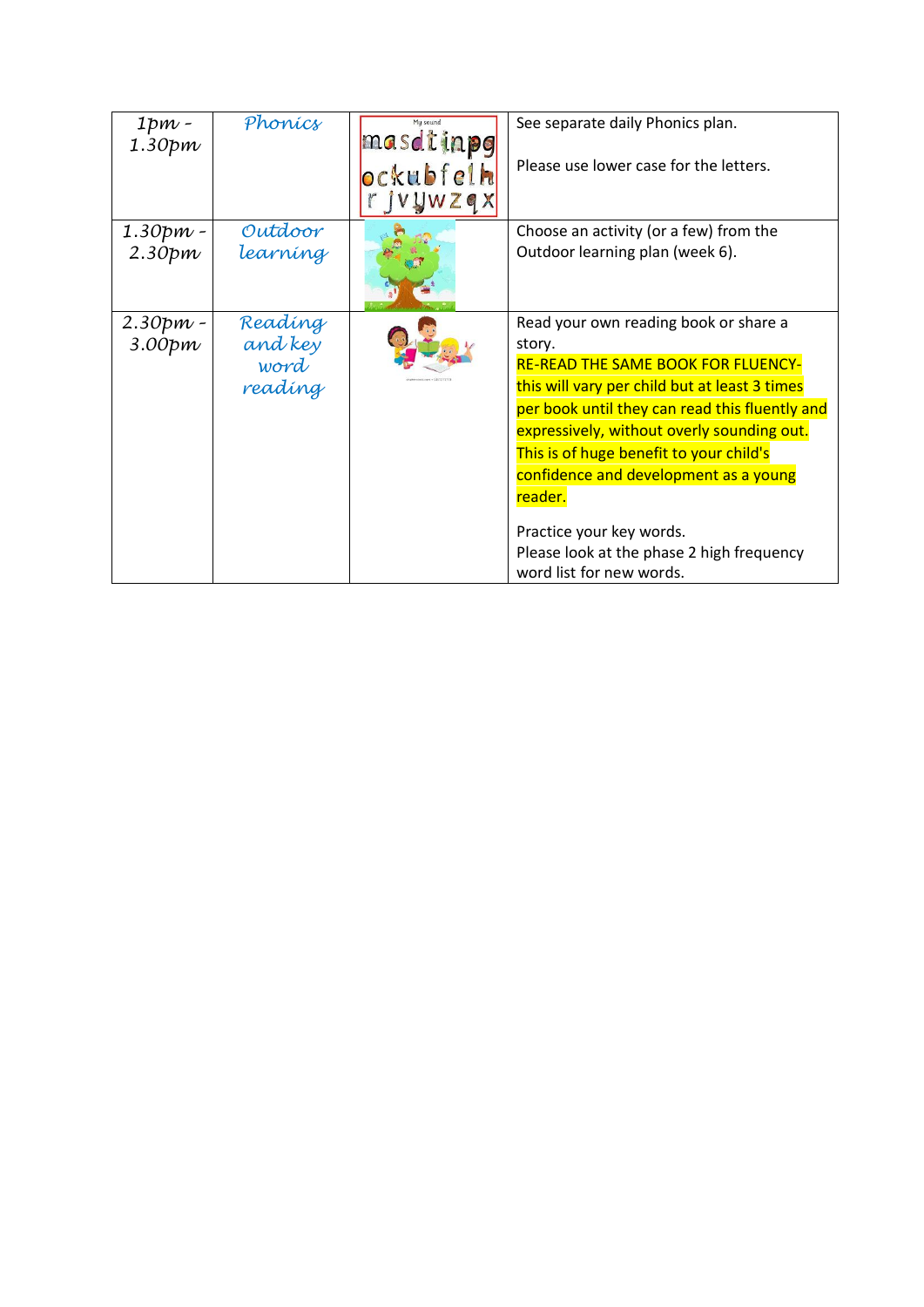| | | | |
|---|---|---|---|
| 1pm - 1.30pm | Phonics | | See separate daily Phonics plan.<br><br>Please use lower case for the letters. |
| 1.30pm - 2.30pm | Outdoor learning | | Choose an activity (or a few) from the Outdoor learning plan (week 6). |
| 2.30pm - 3.00pm | Reading and key word reading | | Read your own reading book or share a story.<br>RE-READ THE SAME BOOK FOR FLUENCY- this will vary per child but at least 3 times per book until they can read this fluently and expressively, without overly sounding out. This is of huge benefit to your child's confidence and development as a young reader.<br><br>Practice your key words.<br>Please look at the phase 2 high frequency word list for new words. |